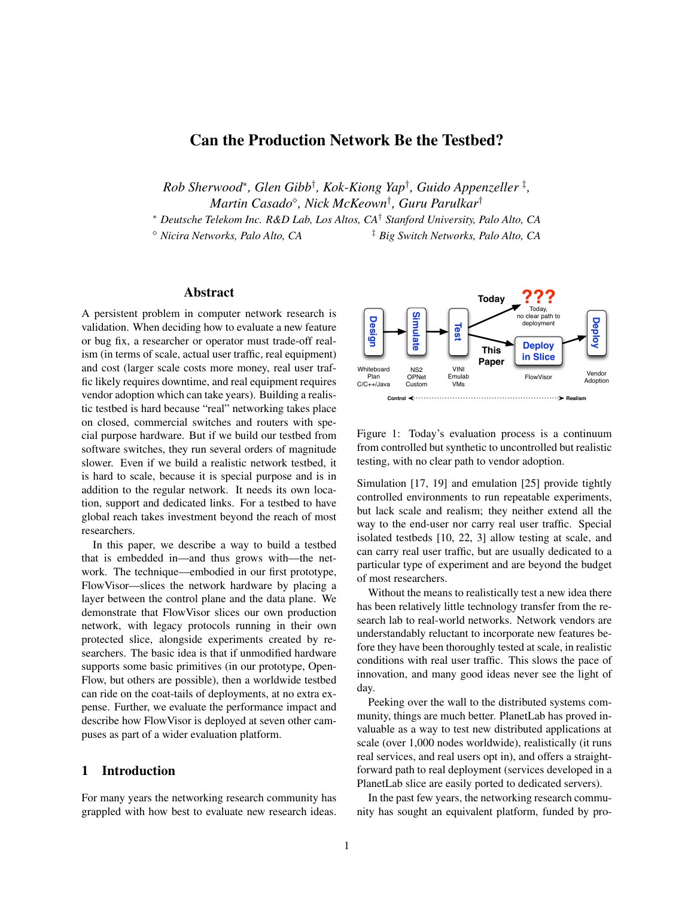# Can the Production Network Be the Testbed?

*Rob Sherwood*, Glen Gibb†, Kok-Kiong Yap†, Guido Appenzeller ‡, Martin Casado◇, Nick McKeown†, Guru Parulkar†*

*\* Deutsche Telekom Inc. R&D Lab, Los Altos, CA† Stanford University, Palo Alto, CA*

*◇ Nicira Networks, Palo Alto, CA ‡ Big Switch Networks, Palo Alto, CA*

## Abstract

A persistent problem in computer network research is validation. When deciding how to evaluate a new feature or bug fix, a researcher or operator must trade-off realism (in terms of scale, actual user traffic, real equipment) and cost (larger scale costs more money, real user traffic likely requires downtime, and real equipment requires vendor adoption which can take years). Building a realistic testbed is hard because "real" networking takes place on closed, commercial switches and routers with special purpose hardware. But if we build our testbed from software switches, they run several orders of magnitude slower. Even if we build a realistic network testbed, it is hard to scale, because it is special purpose and is in addition to the regular network. It needs its own location, support and dedicated links. For a testbed to have global reach takes investment beyond the reach of most researchers.

In this paper, we describe a way to build a testbed that is embedded in—and thus grows with—the network. The technique—embodied in our first prototype, FlowVisor—slices the network hardware by placing a layer between the control plane and the data plane. We demonstrate that FlowVisor slices our own production network, with legacy protocols running in their own protected slice, alongside experiments created by researchers. The basic idea is that if unmodified hardware supports some basic primitives (in our prototype, OpenFlow, but others are possible), then a worldwide testbed can ride on the coat-tails of deployments, at no extra expense. Further, we evaluate the performance impact and describe how FlowVisor is deployed at seven other campuses as part of a wider evaluation platform.

## 1 Introduction

For many years the networking research community has grappled with how best to evaluate new research ideas.

Figure 1: Today's evaluation process is a continuum from controlled but synthetic to uncontrolled but realistic testing, with no clear path to vendor adoption.

Simulation [17, 19] and emulation [25] provide tightly controlled environments to run repeatable experiments, but lack scale and realism; they neither extend all the way to the end-user nor carry real user traffic. Special isolated testbeds [10, 22, 3] allow testing at scale, and can carry real user traffic, but are usually dedicated to a particular type of experiment and are beyond the budget of most researchers.

Without the means to realistically test a new idea there has been relatively little technology transfer from the research lab to real-world networks. Network vendors are understandably reluctant to incorporate new features before they have been thoroughly tested at scale, in realistic conditions with real user traffic. This slows the pace of innovation, and many good ideas never see the light of day.

Peeking over the wall to the distributed systems community, things are much better. PlanetLab has proved invaluable as a way to test new distributed applications at scale (over 1,000 nodes worldwide), realistically (it runs real services, and real users opt in), and offers a straightforward path to real deployment (services developed in a PlanetLab slice are easily ported to dedicated servers).

In the past few years, the networking research community has sought an equivalent platform, funded by pro-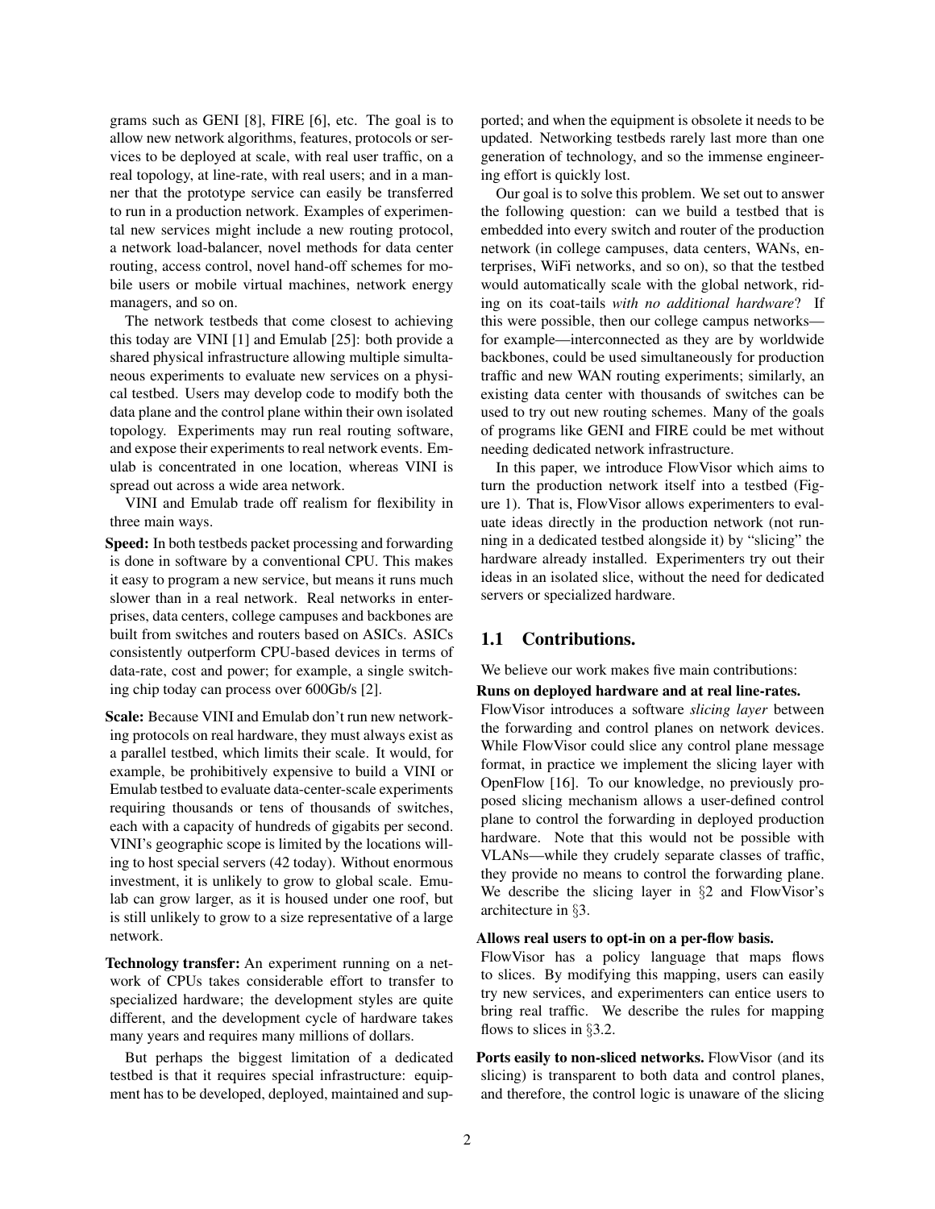grams such as GENI [8], FIRE [6], etc. The goal is to allow new network algorithms, features, protocols or services to be deployed at scale, with real user traffic, on a real topology, at line-rate, with real users; and in a manner that the prototype service can easily be transferred to run in a production network. Examples of experimental new services might include a new routing protocol, a network load-balancer, novel methods for data center routing, access control, novel hand-off schemes for mobile users or mobile virtual machines, network energy managers, and so on.

The network testbeds that come closest to achieving this today are VINI [1] and Emulab [25]: both provide a shared physical infrastructure allowing multiple simultaneous experiments to evaluate new services on a physical testbed. Users may develop code to modify both the data plane and the control plane within their own isolated topology. Experiments may run real routing software, and expose their experiments to real network events. Emulab is concentrated in one location, whereas VINI is spread out across a wide area network.

VINI and Emulab trade off realism for flexibility in three main ways.

**Speed:** In both testbeds packet processing and forwarding is done in software by a conventional CPU. This makes it easy to program a new service, but means it runs much slower than in a real network. Real networks in enterprises, data centers, college campuses and backbones are built from switches and routers based on ASICs. ASICs consistently outperform CPU-based devices in terms of data-rate, cost and power; for example, a single switching chip today can process over 600Gb/s [2].

**Scale:** Because VINI and Emulab don't run new networking protocols on real hardware, they must always exist as a parallel testbed, which limits their scale. It would, for example, be prohibitively expensive to build a VINI or Emulab testbed to evaluate data-center-scale experiments requiring thousands or tens of thousands of switches, each with a capacity of hundreds of gigabits per second. VINI's geographic scope is limited by the locations willing to host special servers (42 today). Without enormous investment, it is unlikely to grow to global scale. Emulab can grow larger, as it is housed under one roof, but is still unlikely to grow to a size representative of a large network.

**Technology transfer:** An experiment running on a network of CPUs takes considerable effort to transfer to specialized hardware; the development styles are quite different, and the development cycle of hardware takes many years and requires many millions of dollars.

But perhaps the biggest limitation of a dedicated testbed is that it requires special infrastructure: equipment has to be developed, deployed, maintained and supported; and when the equipment is obsolete it needs to be updated. Networking testbeds rarely last more than one generation of technology, and so the immense engineering effort is quickly lost.

Our goal is to solve this problem. We set out to answer the following question: can we build a testbed that is embedded into every switch and router of the production network (in college campuses, data centers, WANs, enterprises, WiFi networks, and so on), so that the testbed would automatically scale with the global network, riding on its coat-tails *with no additional hardware*? If this were possible, then our college campus networks—for example—interconnected as they are by worldwide backbones, could be used simultaneously for production traffic and new WAN routing experiments; similarly, an existing data center with thousands of switches can be used to try out new routing schemes. Many of the goals of programs like GENI and FIRE could be met without needing dedicated network infrastructure.

In this paper, we introduce FlowVisor which aims to turn the production network itself into a testbed (Figure 1). That is, FlowVisor allows experimenters to evaluate ideas directly in the production network (not running in a dedicated testbed alongside it) by "slicing" the hardware already installed. Experimenters try out their ideas in an isolated slice, without the need for dedicated servers or specialized hardware.

## 1.1 Contributions.

We believe our work makes five main contributions:

**Runs on deployed hardware and at real line-rates.** FlowVisor introduces a software *slicing layer* between the forwarding and control planes on network devices. While FlowVisor could slice any control plane message format, in practice we implement the slicing layer with OpenFlow [16]. To our knowledge, no previously proposed slicing mechanism allows a user-defined control plane to control the forwarding in deployed production hardware. Note that this would not be possible with VLANs—while they crudely separate classes of traffic, they provide no means to control the forwarding plane. We describe the slicing layer in §2 and FlowVisor's architecture in §3.

**Allows real users to opt-in on a per-flow basis.** FlowVisor has a policy language that maps flows to slices. By modifying this mapping, users can easily try new services, and experimenters can entice users to bring real traffic. We describe the rules for mapping flows to slices in §3.2.

**Ports easily to non-sliced networks.** FlowVisor (and its slicing) is transparent to both data and control planes, and therefore, the control logic is unaware of the slicing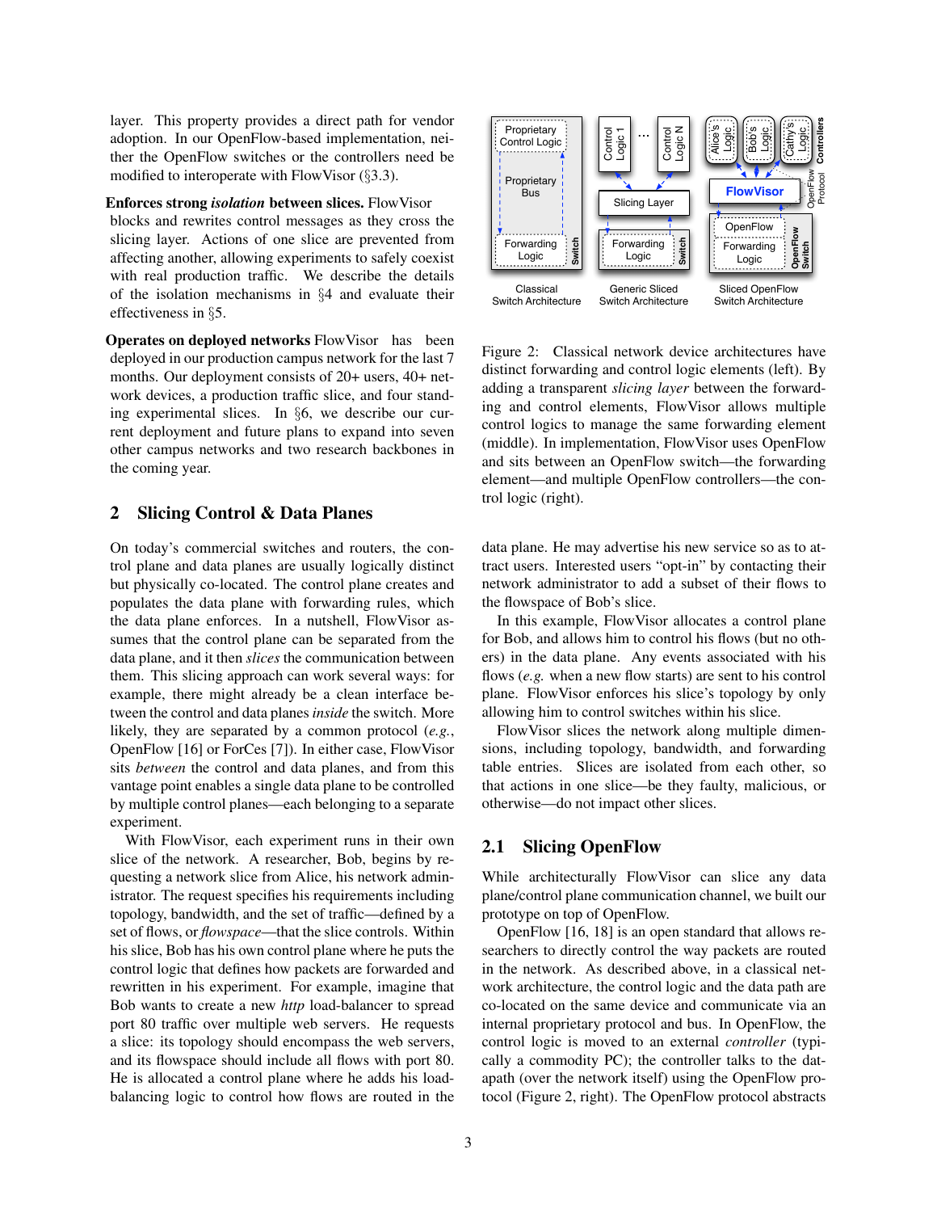layer. This property provides a direct path for vendor adoption. In our OpenFlow-based implementation, neither the OpenFlow switches or the controllers need be modified to interoperate with FlowVisor (§3.3).

**Enforces strong *isolation* between slices.** FlowVisor blocks and rewrites control messages as they cross the slicing layer. Actions of one slice are prevented from affecting another, allowing experiments to safely coexist with real production traffic. We describe the details of the isolation mechanisms in §4 and evaluate their effectiveness in §5.

**Operates on deployed networks** FlowVisor has been deployed in our production campus network for the last 7 months. Our deployment consists of 20+ users, 40+ network devices, a production traffic slice, and four standing experimental slices. In §6, we describe our current deployment and future plans to expand into seven other campus networks and two research backbones in the coming year.

## 2 Slicing Control & Data Planes

On today's commercial switches and routers, the control plane and data planes are usually logically distinct but physically co-located. The control plane creates and populates the data plane with forwarding rules, which the data plane enforces. In a nutshell, FlowVisor assumes that the control plane can be separated from the data plane, and it then *slices* the communication between them. This slicing approach can work several ways: for example, there might already be a clean interface between the control and data planes *inside* the switch. More likely, they are separated by a common protocol (*e.g.*, OpenFlow [16] or ForCes [7]). In either case, FlowVisor sits *between* the control and data planes, and from this vantage point enables a single data plane to be controlled by multiple control planes—each belonging to a separate experiment.

With FlowVisor, each experiment runs in their own slice of the network. A researcher, Bob, begins by requesting a network slice from Alice, his network administrator. The request specifies his requirements including topology, bandwidth, and the set of traffic—defined by a set of flows, or *flowspace*—that the slice controls. Within his slice, Bob has his own control plane where he puts the control logic that defines how packets are forwarded and rewritten in his experiment. For example, imagine that Bob wants to create a new *http* load-balancer to spread port 80 traffic over multiple web servers. He requests a slice: its topology should encompass the web servers, and its flowspace should include all flows with port 80. He is allocated a control plane where he adds his load-balancing logic to control how flows are routed in the data plane. He may advertise his new service so as to attract users. Interested users "opt-in" by contacting their network administrator to add a subset of their flows to the flowspace of Bob's slice.

Figure 2: Classical network device architectures have distinct forwarding and control logic elements (left). By adding a transparent *slicing layer* between the forwarding and control elements, FlowVisor allows multiple control logics to manage the same forwarding element (middle). In implementation, FlowVisor uses OpenFlow and sits between an OpenFlow switch—the forwarding element—and multiple OpenFlow controllers—the control logic (right).

In this example, FlowVisor allocates a control plane for Bob, and allows him to control his flows (but no others) in the data plane. Any events associated with his flows (*e.g.* when a new flow starts) are sent to his control plane. FlowVisor enforces his slice's topology by only allowing him to control switches within his slice.

FlowVisor slices the network along multiple dimensions, including topology, bandwidth, and forwarding table entries. Slices are isolated from each other, so that actions in one slice—be they faulty, malicious, or otherwise—do not impact other slices.

### 2.1 Slicing OpenFlow

While architecturally FlowVisor can slice any data plane/control plane communication channel, we built our prototype on top of OpenFlow.

OpenFlow [16, 18] is an open standard that allows researchers to directly control the way packets are routed in the network. As described above, in a classical network architecture, the control logic and the data path are co-located on the same device and communicate via an internal proprietary protocol and bus. In OpenFlow, the control logic is moved to an external *controller* (typically a commodity PC); the controller talks to the datapath (over the network itself) using the OpenFlow protocol (Figure 2, right). The OpenFlow protocol abstracts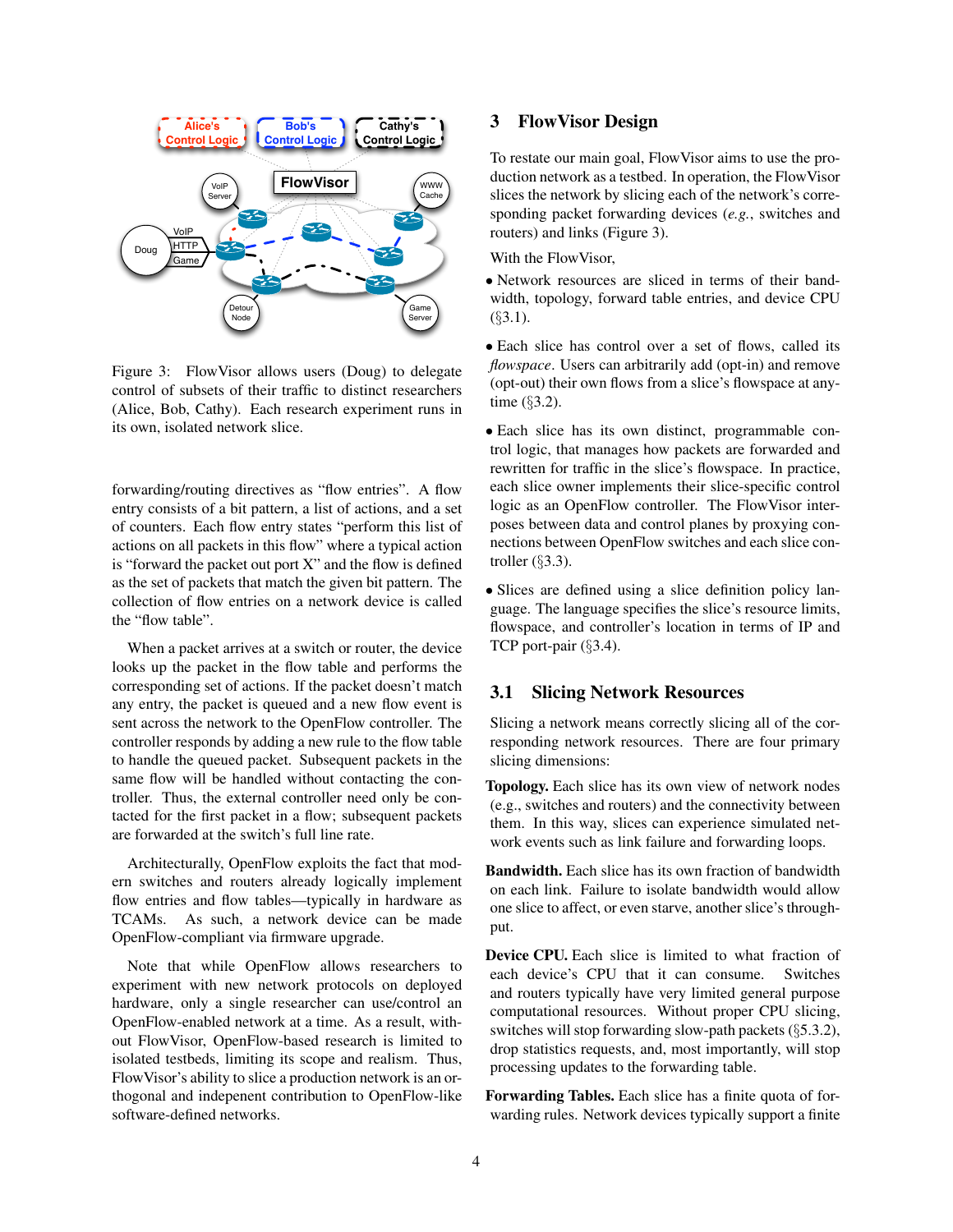Figure 3: FlowVisor allows users (Doug) to delegate control of subsets of their traffic to distinct researchers (Alice, Bob, Cathy). Each research experiment runs in its own, isolated network slice.

forwarding/routing directives as "flow entries". A flow entry consists of a bit pattern, a list of actions, and a set of counters. Each flow entry states "perform this list of actions on all packets in this flow" where a typical action is "forward the packet out port X" and the flow is defined as the set of packets that match the given bit pattern. The collection of flow entries on a network device is called the "flow table".

When a packet arrives at a switch or router, the device looks up the packet in the flow table and performs the corresponding set of actions. If the packet doesn't match any entry, the packet is queued and a new flow event is sent across the network to the OpenFlow controller. The controller responds by adding a new rule to the flow table to handle the queued packet. Subsequent packets in the same flow will be handled without contacting the controller. Thus, the external controller need only be contacted for the first packet in a flow; subsequent packets are forwarded at the switch's full line rate.

Architecturally, OpenFlow exploits the fact that modern switches and routers already logically implement flow entries and flow tables—typically in hardware as TCAMs. As such, a network device can be made OpenFlow-compliant via firmware upgrade.

Note that while OpenFlow allows researchers to experiment with new network protocols on deployed hardware, only a single researcher can use/control an OpenFlow-enabled network at a time. As a result, without FlowVisor, OpenFlow-based research is limited to isolated testbeds, limiting its scope and realism. Thus, FlowVisor's ability to slice a production network is an orthogonal and indepenent contribution to OpenFlow-like software-defined networks.

# 3 FlowVisor Design

To restate our main goal, FlowVisor aims to use the production network as a testbed. In operation, the FlowVisor slices the network by slicing each of the network's corresponding packet forwarding devices (*e.g.*, switches and routers) and links (Figure 3).

With the FlowVisor,

- Network resources are sliced in terms of their bandwidth, topology, forward table entries, and device CPU (§3.1).
- Each slice has control over a set of flows, called its *flowspace*. Users can arbitrarily add (opt-in) and remove (opt-out) their own flows from a slice's flowspace at anytime (§3.2).
- Each slice has its own distinct, programmable control logic, that manages how packets are forwarded and rewritten for traffic in the slice's flowspace. In practice, each slice owner implements their slice-specific control logic as an OpenFlow controller. The FlowVisor interposes between data and control planes by proxying connections between OpenFlow switches and each slice controller (§3.3).
- Slices are defined using a slice definition policy language. The language specifies the slice's resource limits, flowspace, and controller's location in terms of IP and TCP port-pair (§3.4).

## 3.1 Slicing Network Resources

Slicing a network means correctly slicing all of the corresponding network resources. There are four primary slicing dimensions:

**Topology.** Each slice has its own view of network nodes (e.g., switches and routers) and the connectivity between them. In this way, slices can experience simulated network events such as link failure and forwarding loops.

**Bandwidth.** Each slice has its own fraction of bandwidth on each link. Failure to isolate bandwidth would allow one slice to affect, or even starve, another slice's throughput.

**Device CPU.** Each slice is limited to what fraction of each device's CPU that it can consume. Switches and routers typically have very limited general purpose computational resources. Without proper CPU slicing, switches will stop forwarding slow-path packets (§5.3.2), drop statistics requests, and, most importantly, will stop processing updates to the forwarding table.

**Forwarding Tables.** Each slice has a finite quota of forwarding rules. Network devices typically support a finite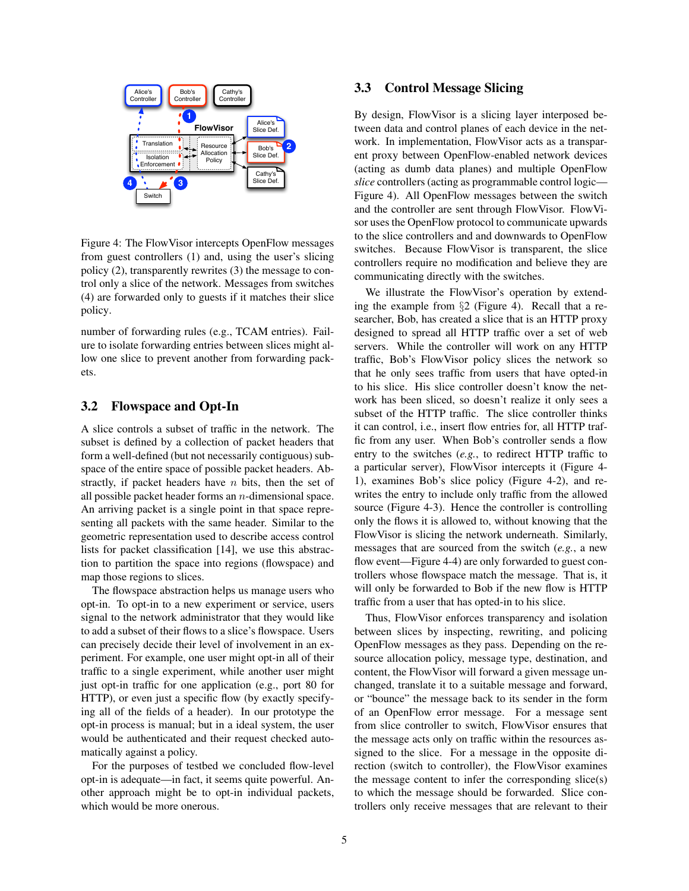Figure 4: The FlowVisor intercepts OpenFlow messages from guest controllers (1) and, using the user's slicing policy (2), transparently rewrites (3) the message to control only a slice of the network. Messages from switches (4) are forwarded only to guests if it matches their slice policy.

number of forwarding rules (e.g., TCAM entries). Failure to isolate forwarding entries between slices might allow one slice to prevent another from forwarding packets.

### 3.2 Flowspace and Opt-In

A slice controls a subset of traffic in the network. The subset is defined by a collection of packet headers that form a well-defined (but not necessarily contiguous) subspace of the entire space of possible packet headers. Abstractly, if packet headers have $n$ bits, then the set of all possible packet header forms an $n$-dimensional space. An arriving packet is a single point in that space representing all packets with the same header. Similar to the geometric representation used to describe access control lists for packet classification [14], we use this abstraction to partition the space into regions (flowspace) and map those regions to slices.

The flowspace abstraction helps us manage users who opt-in. To opt-in to a new experiment or service, users signal to the network administrator that they would like to add a subset of their flows to a slice's flowspace. Users can precisely decide their level of involvement in an experiment. For example, one user might opt-in all of their traffic to a single experiment, while another user might just opt-in traffic for one application (e.g., port 80 for HTTP), or even just a specific flow (by exactly specifying all of the fields of a header). In our prototype the opt-in process is manual; but in a ideal system, the user would be authenticated and their request checked automatically against a policy.

For the purposes of testbed we concluded flow-level opt-in is adequate—in fact, it seems quite powerful. Another approach might be to opt-in individual packets, which would be more onerous.

### 3.3 Control Message Slicing

By design, FlowVisor is a slicing layer interposed between data and control planes of each device in the network. In implementation, FlowVisor acts as a transparent proxy between OpenFlow-enabled network devices (acting as dumb data planes) and multiple OpenFlow *slice* controllers (acting as programmable control logic—Figure 4). All OpenFlow messages between the switch and the controller are sent through FlowVisor. FlowVisor uses the OpenFlow protocol to communicate upwards to the slice controllers and and downwards to OpenFlow switches. Because FlowVisor is transparent, the slice controllers require no modification and believe they are communicating directly with the switches.

We illustrate the FlowVisor's operation by extending the example from §2 (Figure 4). Recall that a researcher, Bob, has created a slice that is an HTTP proxy designed to spread all HTTP traffic over a set of web servers. While the controller will work on any HTTP traffic, Bob's FlowVisor policy slices the network so that he only sees traffic from users that have opted-in to his slice. His slice controller doesn't know the network has been sliced, so doesn't realize it only sees a subset of the HTTP traffic. The slice controller thinks it can control, i.e., insert flow entries for, all HTTP traffic from any user. When Bob's controller sends a flow entry to the switches (*e.g.*, to redirect HTTP traffic to a particular server), FlowVisor intercepts it (Figure 4-1), examines Bob's slice policy (Figure 4-2), and rewrites the entry to include only traffic from the allowed source (Figure 4-3). Hence the controller is controlling only the flows it is allowed to, without knowing that the FlowVisor is slicing the network underneath. Similarly, messages that are sourced from the switch (*e.g.*, a new flow event—Figure 4-4) are only forwarded to guest controllers whose flowspace match the message. That is, it will only be forwarded to Bob if the new flow is HTTP traffic from a user that has opted-in to his slice.

Thus, FlowVisor enforces transparency and isolation between slices by inspecting, rewriting, and policing OpenFlow messages as they pass. Depending on the resource allocation policy, message type, destination, and content, the FlowVisor will forward a given message unchanged, translate it to a suitable message and forward, or "bounce" the message back to its sender in the form of an OpenFlow error message. For a message sent from slice controller to switch, FlowVisor ensures that the message acts only on traffic within the resources assigned to the slice. For a message in the opposite direction (switch to controller), the FlowVisor examines the message content to infer the corresponding slice(s) to which the message should be forwarded. Slice controllers only receive messages that are relevant to their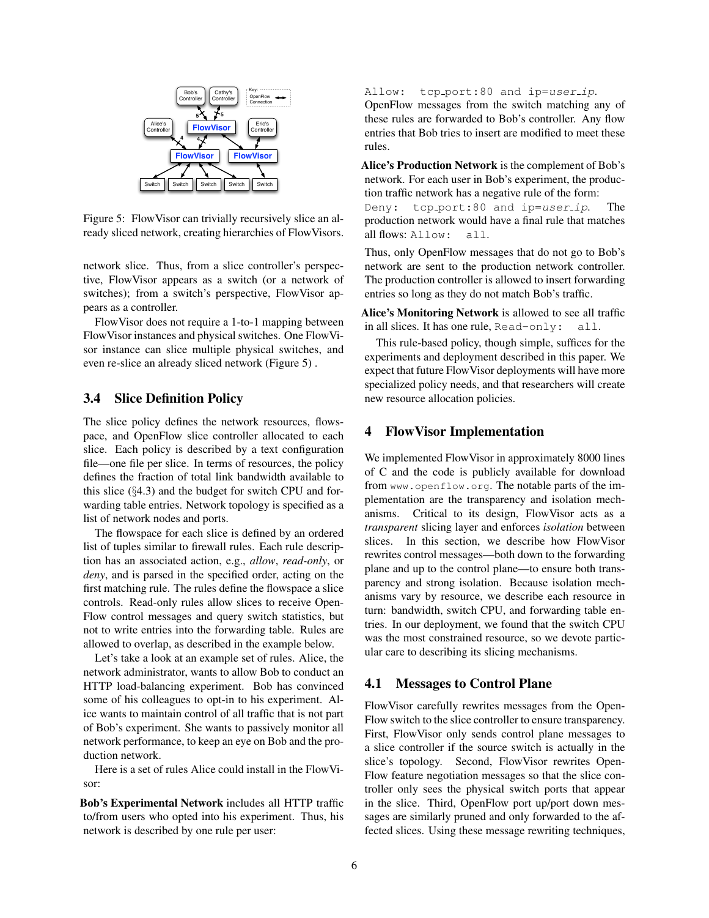Figure 5: FlowVisor can trivially recursively slice an already sliced network, creating hierarchies of FlowVisors.

network slice. Thus, from a slice controller's perspective, FlowVisor appears as a switch (or a network of switches); from a switch's perspective, FlowVisor appears as a controller.

FlowVisor does not require a 1-to-1 mapping between FlowVisor instances and physical switches. One FlowVisor instance can slice multiple physical switches, and even re-slice an already sliced network (Figure 5) .

## 3.4 Slice Definition Policy

The slice policy defines the network resources, flowspace, and OpenFlow slice controller allocated to each slice. Each policy is described by a text configuration file—one file per slice. In terms of resources, the policy defines the fraction of total link bandwidth available to this slice (§4.3) and the budget for switch CPU and forwarding table entries. Network topology is specified as a list of network nodes and ports.

The flowspace for each slice is defined by an ordered list of tuples similar to firewall rules. Each rule description has an associated action, e.g., *allow*, *read-only*, or *deny*, and is parsed in the specified order, acting on the first matching rule. The rules define the flowspace a slice controls. Read-only rules allow slices to receive OpenFlow control messages and query switch statistics, but not to write entries into the forwarding table. Rules are allowed to overlap, as described in the example below.

Let's take a look at an example set of rules. Alice, the network administrator, wants to allow Bob to conduct an HTTP load-balancing experiment. Bob has convinced some of his colleagues to opt-in to his experiment. Alice wants to maintain control of all traffic that is not part of Bob's experiment. She wants to passively monitor all network performance, to keep an eye on Bob and the production network.

Here is a set of rules Alice could install in the FlowVisor:

**Bob's Experimental Network** includes all HTTP traffic to/from users who opted into his experiment. Thus, his network is described by one rule per user:

`Allow: tcp_port:80 and ip=`*`user_ip`*.
OpenFlow messages from the switch matching any of these rules are forwarded to Bob's controller. Any flow entries that Bob tries to insert are modified to meet these rules.

**Alice's Production Network** is the complement of Bob's network. For each user in Bob's experiment, the production traffic network has a negative rule of the form:
`Deny: tcp_port:80 and ip=`*`user_ip`*. The production network would have a final rule that matches all flows: `Allow: all`.

Thus, only OpenFlow messages that do not go to Bob's network are sent to the production network controller. The production controller is allowed to insert forwarding entries so long as they do not match Bob's traffic.

**Alice's Monitoring Network** is allowed to see all traffic in all slices. It has one rule, `Read-only: all`.

This rule-based policy, though simple, suffices for the experiments and deployment described in this paper. We expect that future FlowVisor deployments will have more specialized policy needs, and that researchers will create new resource allocation policies.

# 4 FlowVisor Implementation

We implemented FlowVisor in approximately 8000 lines of C and the code is publicly available for download from `www.openflow.org`. The notable parts of the implementation are the transparency and isolation mechanisms. Critical to its design, FlowVisor acts as a *transparent* slicing layer and enforces *isolation* between slices. In this section, we describe how FlowVisor rewrites control messages—both down to the forwarding plane and up to the control plane—to ensure both transparency and strong isolation. Because isolation mechanisms vary by resource, we describe each resource in turn: bandwidth, switch CPU, and forwarding table entries. In our deployment, we found that the switch CPU was the most constrained resource, so we devote particular care to describing its slicing mechanisms.

## 4.1 Messages to Control Plane

FlowVisor carefully rewrites messages from the OpenFlow switch to the slice controller to ensure transparency. First, FlowVisor only sends control plane messages to a slice controller if the source switch is actually in the slice's topology. Second, FlowVisor rewrites OpenFlow feature negotiation messages so that the slice controller only sees the physical switch ports that appear in the slice. Third, OpenFlow port up/port down messages are similarly pruned and only forwarded to the affected slices. Using these message rewriting techniques,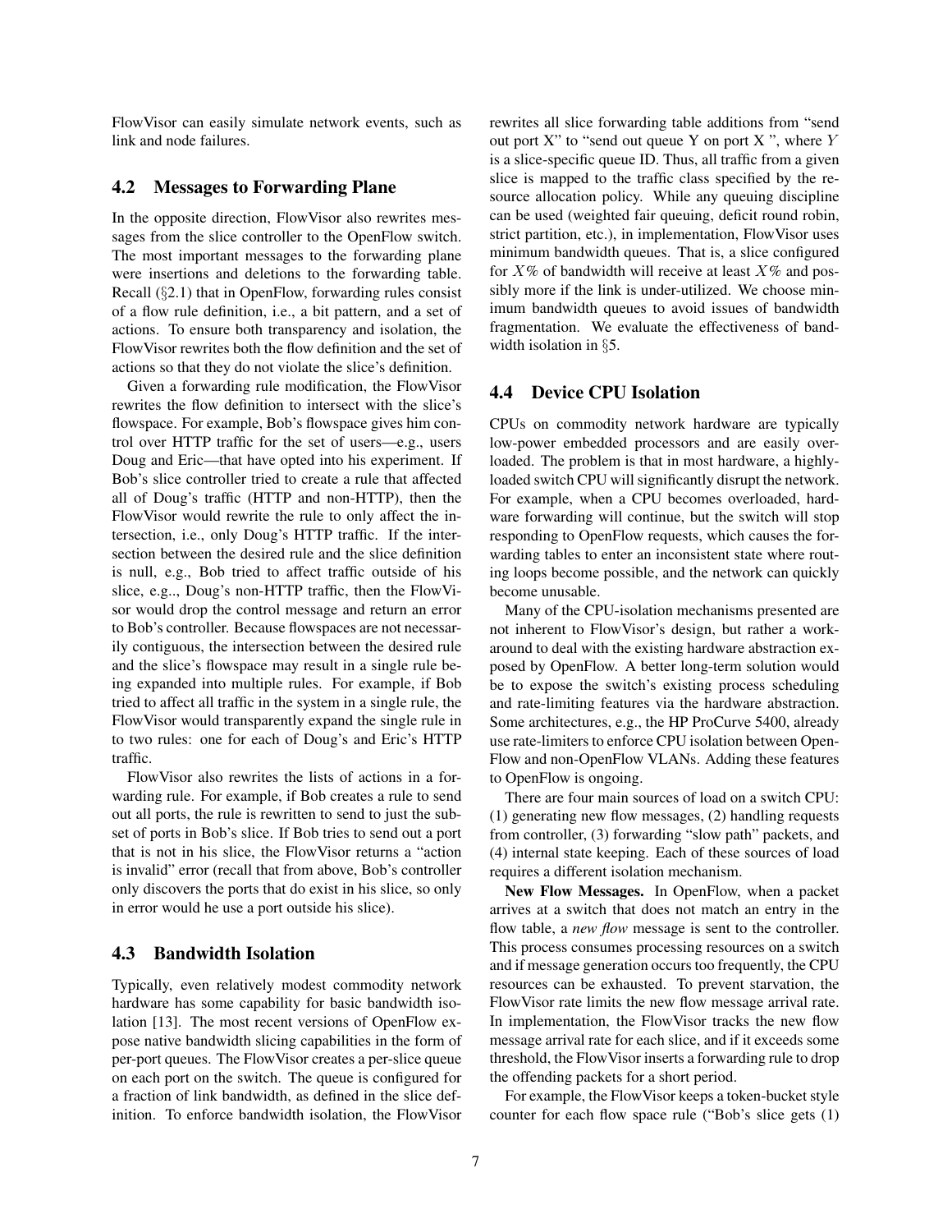FlowVisor can easily simulate network events, such as link and node failures.

### 4.2 Messages to Forwarding Plane

In the opposite direction, FlowVisor also rewrites messages from the slice controller to the OpenFlow switch. The most important messages to the forwarding plane were insertions and deletions to the forwarding table. Recall (§2.1) that in OpenFlow, forwarding rules consist of a flow rule definition, i.e., a bit pattern, and a set of actions. To ensure both transparency and isolation, the FlowVisor rewrites both the flow definition and the set of actions so that they do not violate the slice's definition.

Given a forwarding rule modification, the FlowVisor rewrites the flow definition to intersect with the slice's flowspace. For example, Bob's flowspace gives him control over HTTP traffic for the set of users—e.g., users Doug and Eric—that have opted into his experiment. If Bob's slice controller tried to create a rule that affected all of Doug's traffic (HTTP and non-HTTP), then the FlowVisor would rewrite the rule to only affect the intersection, i.e., only Doug's HTTP traffic. If the intersection between the desired rule and the slice definition is null, e.g., Bob tried to affect traffic outside of his slice, e.g.., Doug's non-HTTP traffic, then the FlowVisor would drop the control message and return an error to Bob's controller. Because flowspaces are not necessarily contiguous, the intersection between the desired rule and the slice's flowspace may result in a single rule being expanded into multiple rules. For example, if Bob tried to affect all traffic in the system in a single rule, the FlowVisor would transparently expand the single rule in to two rules: one for each of Doug's and Eric's HTTP traffic.

FlowVisor also rewrites the lists of actions in a forwarding rule. For example, if Bob creates a rule to send out all ports, the rule is rewritten to send to just the subset of ports in Bob's slice. If Bob tries to send out a port that is not in his slice, the FlowVisor returns a "action is invalid" error (recall that from above, Bob's controller only discovers the ports that do exist in his slice, so only in error would he use a port outside his slice).

### 4.3 Bandwidth Isolation

Typically, even relatively modest commodity network hardware has some capability for basic bandwidth isolation [13]. The most recent versions of OpenFlow expose native bandwidth slicing capabilities in the form of per-port queues. The FlowVisor creates a per-slice queue on each port on the switch. The queue is configured for a fraction of link bandwidth, as defined in the slice definition. To enforce bandwidth isolation, the FlowVisor rewrites all slice forwarding table additions from "send out port X" to "send out queue Y on port X ", where $Y$ is a slice-specific queue ID. Thus, all traffic from a given slice is mapped to the traffic class specified by the resource allocation policy. While any queuing discipline can be used (weighted fair queuing, deficit round robin, strict partition, etc.), in implementation, FlowVisor uses minimum bandwidth queues. That is, a slice configured for $X\%$ of bandwidth will receive at least $X\%$ and possibly more if the link is under-utilized. We choose minimum bandwidth queues to avoid issues of bandwidth fragmentation. We evaluate the effectiveness of bandwidth isolation in §5.

### 4.4 Device CPU Isolation

CPUs on commodity network hardware are typically low-power embedded processors and are easily overloaded. The problem is that in most hardware, a highly-loaded switch CPU will significantly disrupt the network. For example, when a CPU becomes overloaded, hardware forwarding will continue, but the switch will stop responding to OpenFlow requests, which causes the forwarding tables to enter an inconsistent state where routing loops become possible, and the network can quickly become unusable.

Many of the CPU-isolation mechanisms presented are not inherent to FlowVisor's design, but rather a workaround to deal with the existing hardware abstraction exposed by OpenFlow. A better long-term solution would be to expose the switch's existing process scheduling and rate-limiting features via the hardware abstraction. Some architectures, e.g., the HP ProCurve 5400, already use rate-limiters to enforce CPU isolation between OpenFlow and non-OpenFlow VLANs. Adding these features to OpenFlow is ongoing.

There are four main sources of load on a switch CPU: (1) generating new flow messages, (2) handling requests from controller, (3) forwarding "slow path" packets, and (4) internal state keeping. Each of these sources of load requires a different isolation mechanism.

**New Flow Messages.** In OpenFlow, when a packet arrives at a switch that does not match an entry in the flow table, a *new flow* message is sent to the controller. This process consumes processing resources on a switch and if message generation occurs too frequently, the CPU resources can be exhausted. To prevent starvation, the FlowVisor rate limits the new flow message arrival rate. In implementation, the FlowVisor tracks the new flow message arrival rate for each slice, and if it exceeds some threshold, the FlowVisor inserts a forwarding rule to drop the offending packets for a short period.

For example, the FlowVisor keeps a token-bucket style counter for each flow space rule ("Bob's slice gets (1)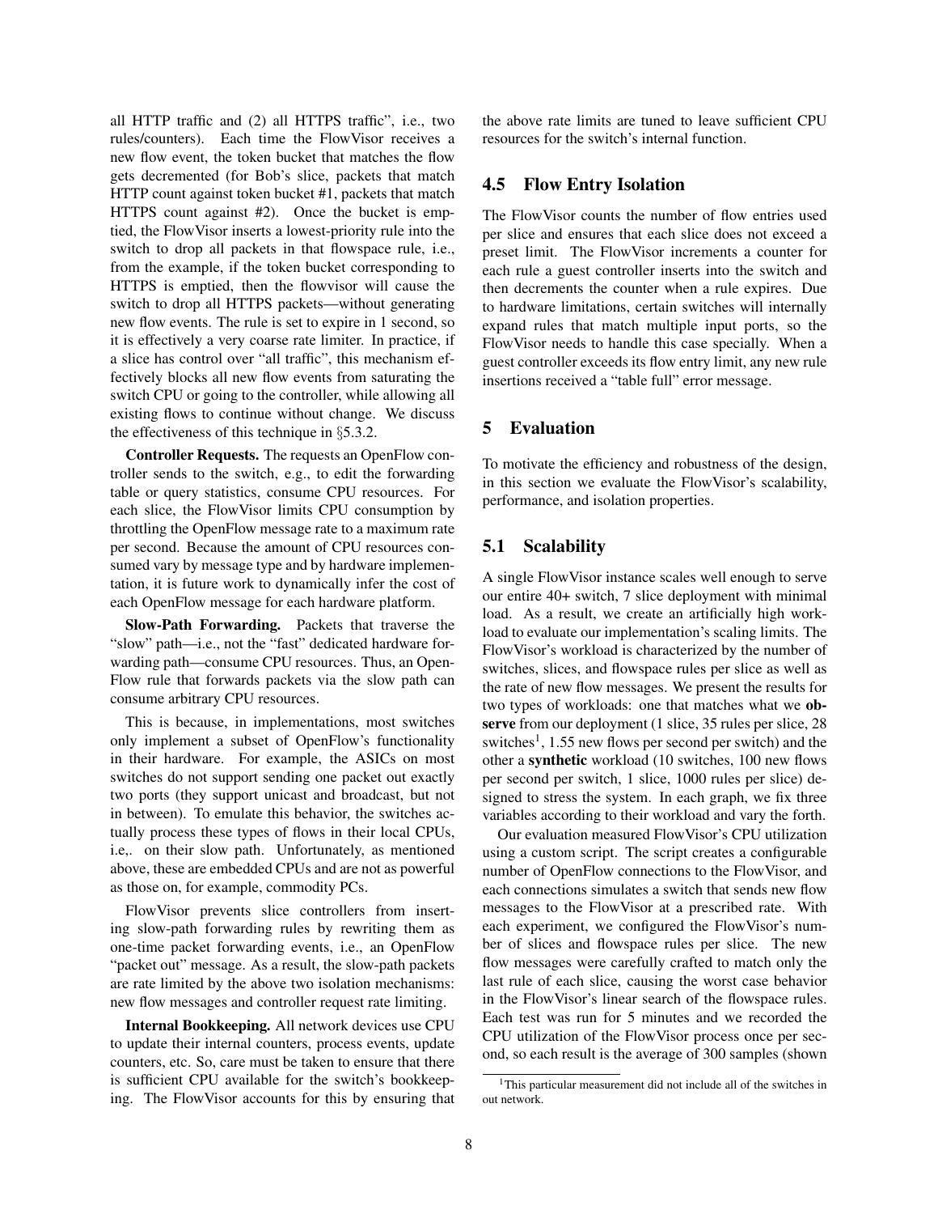all HTTP traffic and (2) all HTTPS traffic", i.e., two rules/counters). Each time the FlowVisor receives a new flow event, the token bucket that matches the flow gets decremented (for Bob's slice, packets that match HTTP count against token bucket #1, packets that match HTTPS count against #2). Once the bucket is emptied, the FlowVisor inserts a lowest-priority rule into the switch to drop all packets in that flowspace rule, i.e., from the example, if the token bucket corresponding to HTTPS is emptied, then the flowvisor will cause the switch to drop all HTTPS packets—without generating new flow events. The rule is set to expire in 1 second, so it is effectively a very coarse rate limiter. In practice, if a slice has control over "all traffic", this mechanism effectively blocks all new flow events from saturating the switch CPU or going to the controller, while allowing all existing flows to continue without change. We discuss the effectiveness of this technique in §5.3.2.

**Controller Requests.** The requests an OpenFlow controller sends to the switch, e.g., to edit the forwarding table or query statistics, consume CPU resources. For each slice, the FlowVisor limits CPU consumption by throttling the OpenFlow message rate to a maximum rate per second. Because the amount of CPU resources consumed vary by message type and by hardware implementation, it is future work to dynamically infer the cost of each OpenFlow message for each hardware platform.

**Slow-Path Forwarding.** Packets that traverse the "slow" path—i.e., not the "fast" dedicated hardware forwarding path—consume CPU resources. Thus, an OpenFlow rule that forwards packets via the slow path can consume arbitrary CPU resources.

This is because, in implementations, most switches only implement a subset of OpenFlow's functionality in their hardware. For example, the ASICs on most switches do not support sending one packet out exactly two ports (they support unicast and broadcast, but not in between). To emulate this behavior, the switches actually process these types of flows in their local CPUs, i.e,. on their slow path. Unfortunately, as mentioned above, these are embedded CPUs and are not as powerful as those on, for example, commodity PCs.

FlowVisor prevents slice controllers from inserting slow-path forwarding rules by rewriting them as one-time packet forwarding events, i.e., an OpenFlow "packet out" message. As a result, the slow-path packets are rate limited by the above two isolation mechanisms: new flow messages and controller request rate limiting.

**Internal Bookkeeping.** All network devices use CPU to update their internal counters, process events, update counters, etc. So, care must be taken to ensure that there is sufficient CPU available for the switch's bookkeeping. The FlowVisor accounts for this by ensuring that the above rate limits are tuned to leave sufficient CPU resources for the switch's internal function.

### 4.5 Flow Entry Isolation

The FlowVisor counts the number of flow entries used per slice and ensures that each slice does not exceed a preset limit. The FlowVisor increments a counter for each rule a guest controller inserts into the switch and then decrements the counter when a rule expires. Due to hardware limitations, certain switches will internally expand rules that match multiple input ports, so the FlowVisor needs to handle this case specially. When a guest controller exceeds its flow entry limit, any new rule insertions received a "table full" error message.

## 5 Evaluation

To motivate the efficiency and robustness of the design, in this section we evaluate the FlowVisor's scalability, performance, and isolation properties.

### 5.1 Scalability

A single FlowVisor instance scales well enough to serve our entire 40+ switch, 7 slice deployment with minimal load. As a result, we create an artificially high workload to evaluate our implementation's scaling limits. The FlowVisor's workload is characterized by the number of switches, slices, and flowspace rules per slice as well as the rate of new flow messages. We present the results for two types of workloads: one that matches what we **observe** from our deployment (1 slice, 35 rules per slice, 28 switches[1], 1.55 new flows per second per switch) and the other a **synthetic** workload (10 switches, 100 new flows per second per switch, 1 slice, 1000 rules per slice) designed to stress the system. In each graph, we fix three variables according to their workload and vary the forth.

Our evaluation measured FlowVisor's CPU utilization using a custom script. The script creates a configurable number of OpenFlow connections to the FlowVisor, and each connections simulates a switch that sends new flow messages to the FlowVisor at a prescribed rate. With each experiment, we configured the FlowVisor's number of slices and flowspace rules per slice. The new flow messages were carefully crafted to match only the last rule of each slice, causing the worst case behavior in the FlowVisor's linear search of the flowspace rules. Each test was run for 5 minutes and we recorded the CPU utilization of the FlowVisor process once per second, so each result is the average of 300 samples (shown

[1] This particular measurement did not include all of the switches in out network.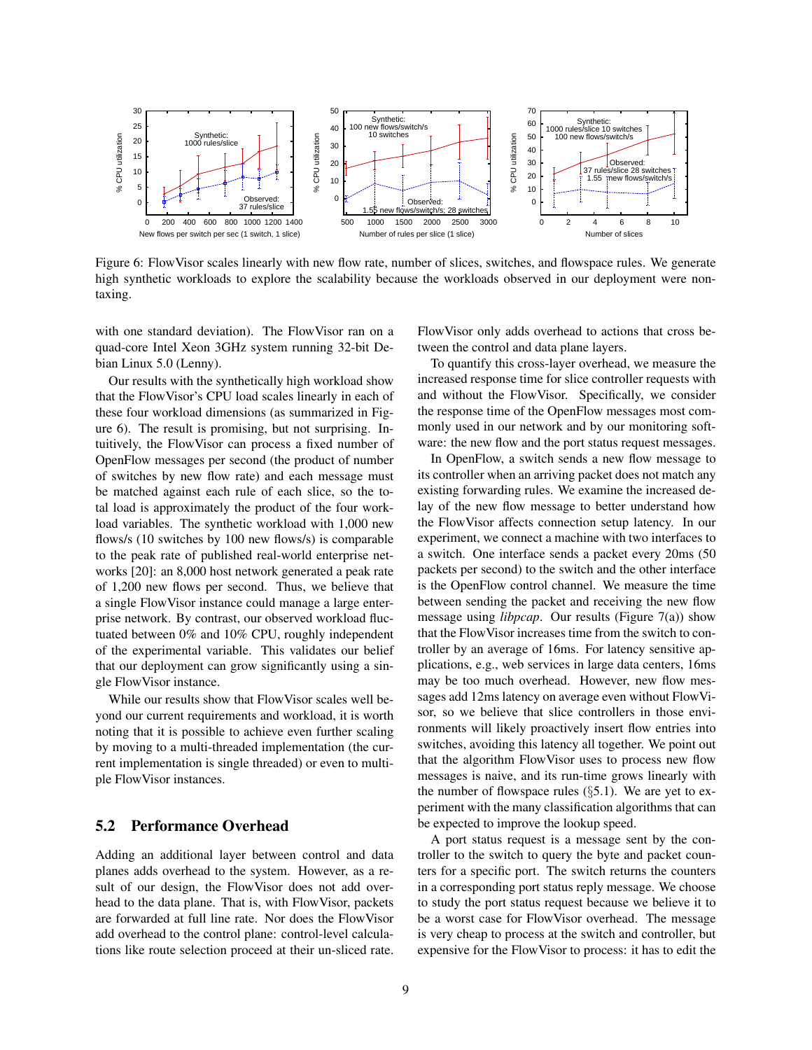Figure 6: FlowVisor scales linearly with new flow rate, number of slices, switches, and flowspace rules. We generate high synthetic workloads to explore the scalability because the workloads observed in our deployment were non-taxing.

with one standard deviation). The FlowVisor ran on a quad-core Intel Xeon 3GHz system running 32-bit Debian Linux 5.0 (Lenny).

Our results with the synthetically high workload show that the FlowVisor's CPU load scales linearly in each of these four workload dimensions (as summarized in Figure 6). The result is promising, but not surprising. Intuitively, the FlowVisor can process a fixed number of OpenFlow messages per second (the product of number of switches by new flow rate) and each message must be matched against each rule of each slice, so the total load is approximately the product of the four workload variables. The synthetic workload with 1,000 new flows/s (10 switches by 100 new flows/s) is comparable to the peak rate of published real-world enterprise networks [20]: an 8,000 host network generated a peak rate of 1,200 new flows per second. Thus, we believe that a single FlowVisor instance could manage a large enterprise network. By contrast, our observed workload fluctuated between 0% and 10% CPU, roughly independent of the experimental variable. This validates our belief that our deployment can grow significantly using a single FlowVisor instance.

While our results show that FlowVisor scales well beyond our current requirements and workload, it is worth noting that it is possible to achieve even further scaling by moving to a multi-threaded implementation (the current implementation is single threaded) or even to multiple FlowVisor instances.

## 5.2 Performance Overhead

Adding an additional layer between control and data planes adds overhead to the system. However, as a result of our design, the FlowVisor does not add overhead to the data plane. That is, with FlowVisor, packets are forwarded at full line rate. Nor does the FlowVisor add overhead to the control plane: control-level calculations like route selection proceed at their un-sliced rate. FlowVisor only adds overhead to actions that cross between the control and data plane layers.

To quantify this cross-layer overhead, we measure the increased response time for slice controller requests with and without the FlowVisor. Specifically, we consider the response time of the OpenFlow messages most commonly used in our network and by our monitoring software: the new flow and the port status request messages.

In OpenFlow, a switch sends a new flow message to its controller when an arriving packet does not match any existing forwarding rules. We examine the increased delay of the new flow message to better understand how the FlowVisor affects connection setup latency. In our experiment, we connect a machine with two interfaces to a switch. One interface sends a packet every 20ms (50 packets per second) to the switch and the other interface is the OpenFlow control channel. We measure the time between sending the packet and receiving the new flow message using *libpcap*. Our results (Figure 7(a)) show that the FlowVisor increases time from the switch to controller by an average of 16ms. For latency sensitive applications, e.g., web services in large data centers, 16ms may be too much overhead. However, new flow messages add 12ms latency on average even without FlowVisor, so we believe that slice controllers in those environments will likely proactively insert flow entries into switches, avoiding this latency all together. We point out that the algorithm FlowVisor uses to process new flow messages is naive, and its run-time grows linearly with the number of flowspace rules (§5.1). We are yet to experiment with the many classification algorithms that can be expected to improve the lookup speed.

A port status request is a message sent by the controller to the switch to query the byte and packet counters for a specific port. The switch returns the counters in a corresponding port status reply message. We choose to study the port status request because we believe it to be a worst case for FlowVisor overhead. The message is very cheap to process at the switch and controller, but expensive for the FlowVisor to process: it has to edit the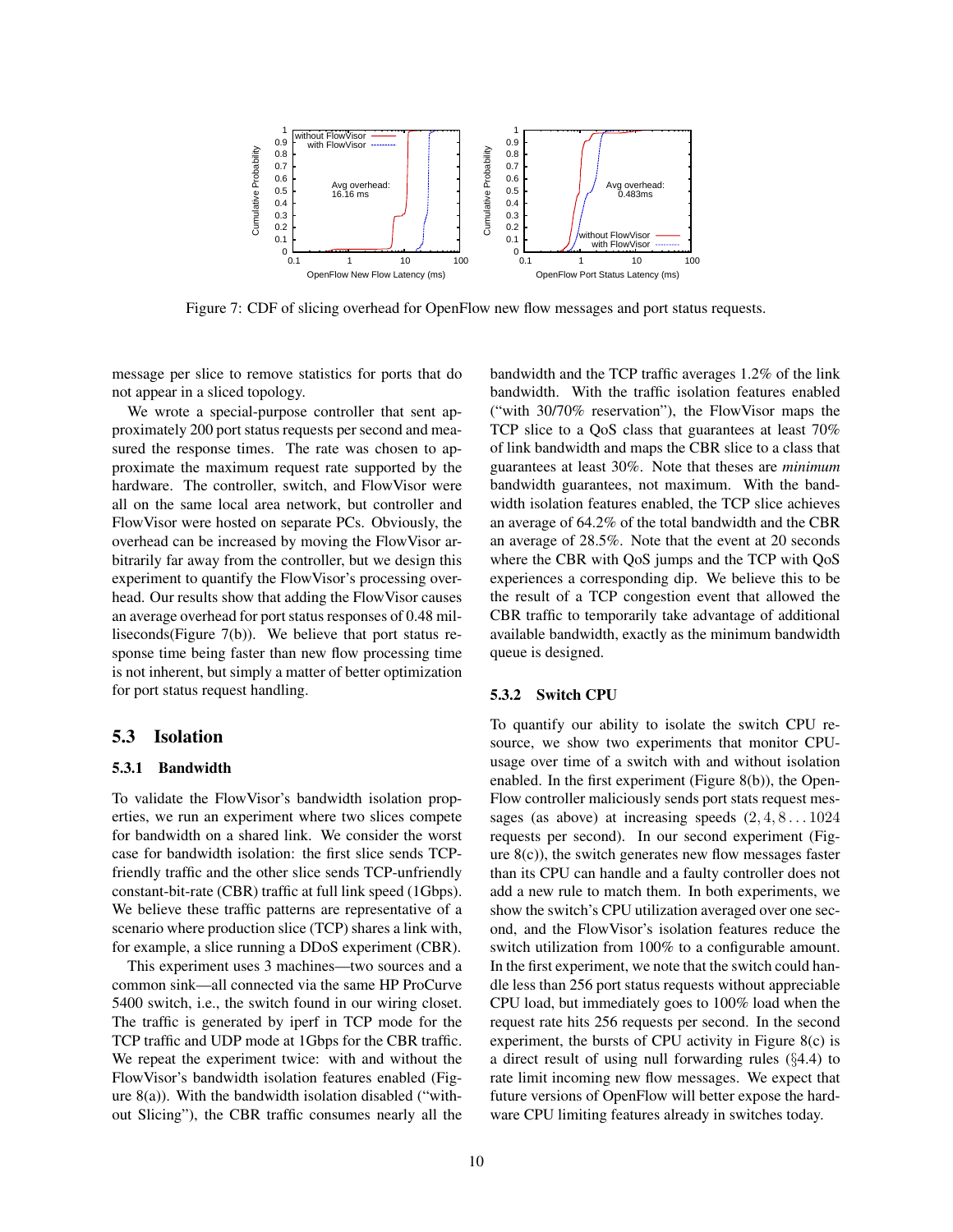Figure 7: CDF of slicing overhead for OpenFlow new flow messages and port status requests.

message per slice to remove statistics for ports that do not appear in a sliced topology.

We wrote a special-purpose controller that sent approximately 200 port status requests per second and measured the response times. The rate was chosen to approximate the maximum request rate supported by the hardware. The controller, switch, and FlowVisor were all on the same local area network, but controller and FlowVisor were hosted on separate PCs. Obviously, the overhead can be increased by moving the FlowVisor arbitrarily far away from the controller, but we design this experiment to quantify the FlowVisor's processing overhead. Our results show that adding the FlowVisor causes an average overhead for port status responses of 0.48 milliseconds(Figure 7(b)). We believe that port status response time being faster than new flow processing time is not inherent, but simply a matter of better optimization for port status request handling.

## 5.3 Isolation

### 5.3.1 Bandwidth

To validate the FlowVisor's bandwidth isolation properties, we run an experiment where two slices compete for bandwidth on a shared link. We consider the worst case for bandwidth isolation: the first slice sends TCP-friendly traffic and the other slice sends TCP-unfriendly constant-bit-rate (CBR) traffic at full link speed (1Gbps). We believe these traffic patterns are representative of a scenario where production slice (TCP) shares a link with, for example, a slice running a DDoS experiment (CBR).

This experiment uses 3 machines—two sources and a common sink—all connected via the same HP ProCurve 5400 switch, i.e., the switch found in our wiring closet. The traffic is generated by iperf in TCP mode for the TCP traffic and UDP mode at 1Gbps for the CBR traffic. We repeat the experiment twice: with and without the FlowVisor's bandwidth isolation features enabled (Figure 8(a)). With the bandwidth isolation disabled ("without Slicing"), the CBR traffic consumes nearly all the bandwidth and the TCP traffic averages 1.2% of the link bandwidth. With the traffic isolation features enabled ("with 30/70% reservation"), the FlowVisor maps the TCP slice to a QoS class that guarantees at least 70% of link bandwidth and maps the CBR slice to a class that guarantees at least 30%. Note that theses are *minimum* bandwidth guarantees, not maximum. With the bandwidth isolation features enabled, the TCP slice achieves an average of 64.2% of the total bandwidth and the CBR an average of 28.5%. Note that the event at 20 seconds where the CBR with QoS jumps and the TCP with QoS experiences a corresponding dip. We believe this to be the result of a TCP congestion event that allowed the CBR traffic to temporarily take advantage of additional available bandwidth, exactly as the minimum bandwidth queue is designed.

### 5.3.2 Switch CPU

To quantify our ability to isolate the switch CPU resource, we show two experiments that monitor CPU-usage over time of a switch with and without isolation enabled. In the first experiment (Figure 8(b)), the OpenFlow controller maliciously sends port stats request messages (as above) at increasing speeds $(2, 4, 8 \ldots 1024$ requests per second). In our second experiment (Figure 8(c)), the switch generates new flow messages faster than its CPU can handle and a faulty controller does not add a new rule to match them. In both experiments, we show the switch's CPU utilization averaged over one second, and the FlowVisor's isolation features reduce the switch utilization from 100% to a configurable amount. In the first experiment, we note that the switch could handle less than 256 port status requests without appreciable CPU load, but immediately goes to 100% load when the request rate hits 256 requests per second. In the second experiment, the bursts of CPU activity in Figure 8(c) is a direct result of using null forwarding rules (§4.4) to rate limit incoming new flow messages. We expect that future versions of OpenFlow will better expose the hardware CPU limiting features already in switches today.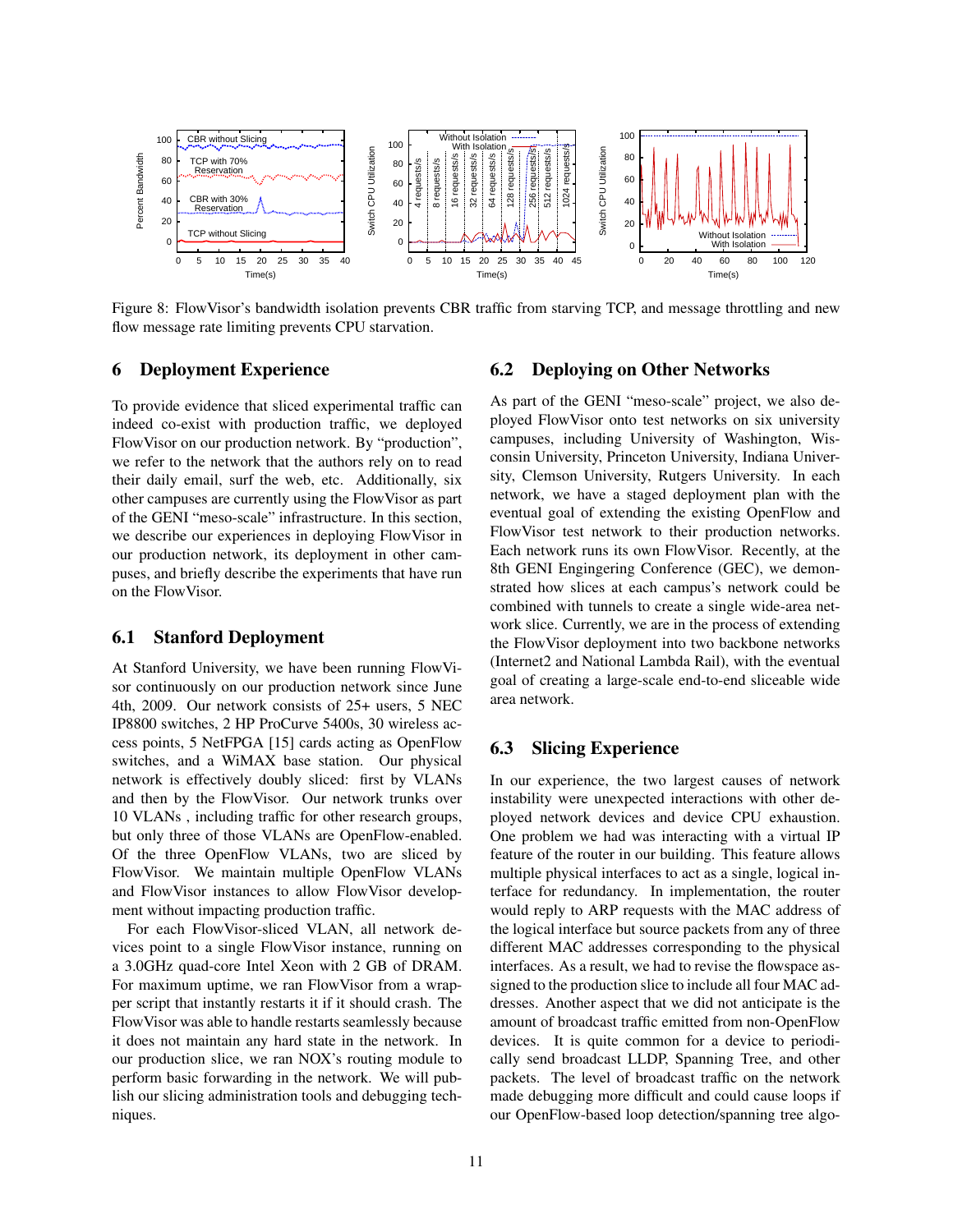Figure 8: FlowVisor's bandwidth isolation prevents CBR traffic from starving TCP, and message throttling and new flow message rate limiting prevents CPU starvation.

## 6 Deployment Experience

To provide evidence that sliced experimental traffic can indeed co-exist with production traffic, we deployed FlowVisor on our production network. By "production", we refer to the network that the authors rely on to read their daily email, surf the web, etc. Additionally, six other campuses are currently using the FlowVisor as part of the GENI "meso-scale" infrastructure. In this section, we describe our experiences in deploying FlowVisor in our production network, its deployment in other campuses, and briefly describe the experiments that have run on the FlowVisor.

### 6.1 Stanford Deployment

At Stanford University, we have been running FlowVisor continuously on our production network since June 4th, 2009. Our network consists of 25+ users, 5 NEC IP8800 switches, 2 HP ProCurve 5400s, 30 wireless access points, 5 NetFPGA [15] cards acting as OpenFlow switches, and a WiMAX base station. Our physical network is effectively doubly sliced: first by VLANs and then by the FlowVisor. Our network trunks over 10 VLANs , including traffic for other research groups, but only three of those VLANs are OpenFlow-enabled. Of the three OpenFlow VLANs, two are sliced by FlowVisor. We maintain multiple OpenFlow VLANs and FlowVisor instances to allow FlowVisor development without impacting production traffic.

For each FlowVisor-sliced VLAN, all network devices point to a single FlowVisor instance, running on a 3.0GHz quad-core Intel Xeon with 2 GB of DRAM. For maximum uptime, we ran FlowVisor from a wrapper script that instantly restarts it if it should crash. The FlowVisor was able to handle restarts seamlessly because it does not maintain any hard state in the network. In our production slice, we ran NOX's routing module to perform basic forwarding in the network. We will publish our slicing administration tools and debugging techniques.

### 6.2 Deploying on Other Networks

As part of the GENI "meso-scale" project, we also deployed FlowVisor onto test networks on six university campuses, including University of Washington, Wisconsin University, Princeton University, Indiana University, Clemson University, Rutgers University. In each network, we have a staged deployment plan with the eventual goal of extending the existing OpenFlow and FlowVisor test network to their production networks. Each network runs its own FlowVisor. Recently, at the 8th GENI Engingering Conference (GEC), we demonstrated how slices at each campus's network could be combined with tunnels to create a single wide-area network slice. Currently, we are in the process of extending the FlowVisor deployment into two backbone networks (Internet2 and National Lambda Rail), with the eventual goal of creating a large-scale end-to-end sliceable wide area network.

### 6.3 Slicing Experience

In our experience, the two largest causes of network instability were unexpected interactions with other deployed network devices and device CPU exhaustion. One problem we had was interacting with a virtual IP feature of the router in our building. This feature allows multiple physical interfaces to act as a single, logical interface for redundancy. In implementation, the router would reply to ARP requests with the MAC address of the logical interface but source packets from any of three different MAC addresses corresponding to the physical interfaces. As a result, we had to revise the flowspace assigned to the production slice to include all four MAC addresses. Another aspect that we did not anticipate is the amount of broadcast traffic emitted from non-OpenFlow devices. It is quite common for a device to periodically send broadcast LLDP, Spanning Tree, and other packets. The level of broadcast traffic on the network made debugging more difficult and could cause loops if our OpenFlow-based loop detection/spanning tree algo-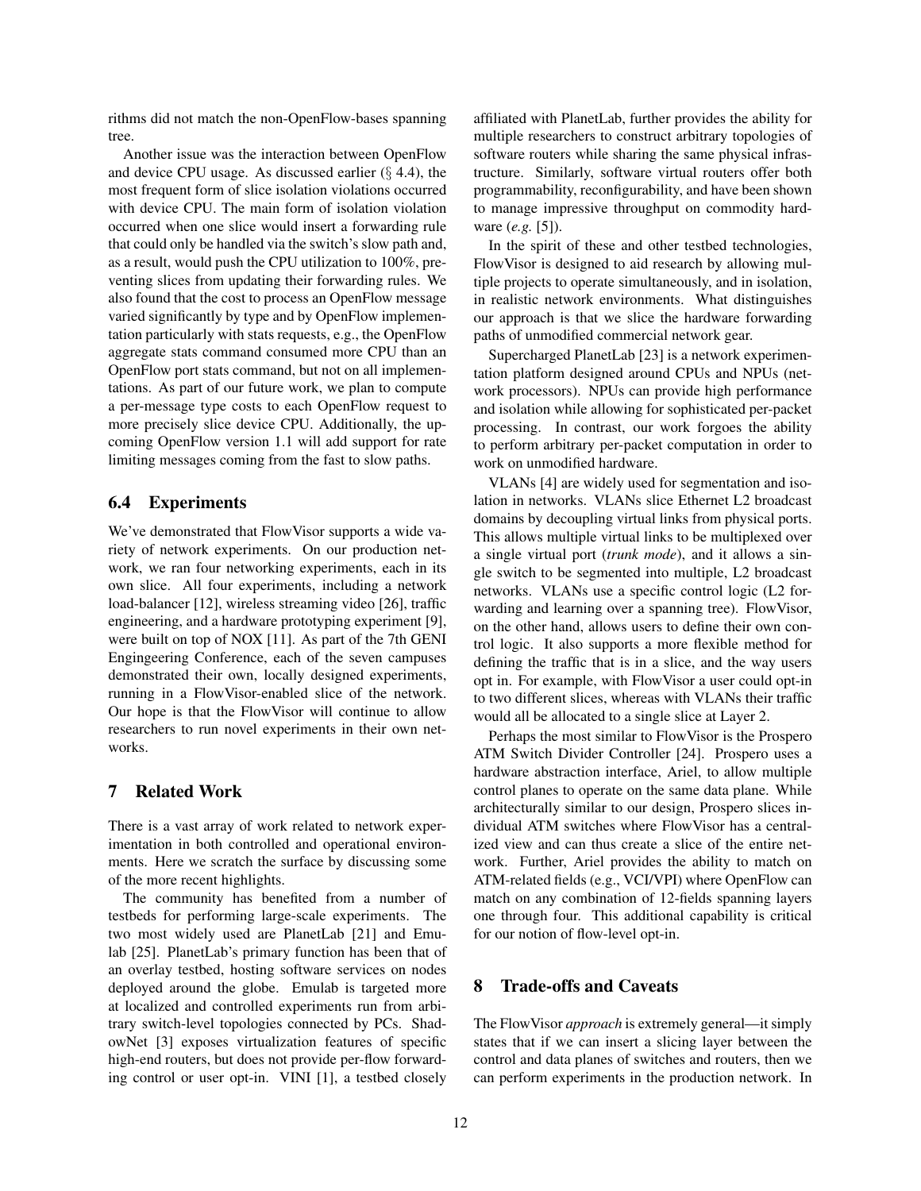rithms did not match the non-OpenFlow-bases spanning tree.

Another issue was the interaction between OpenFlow and device CPU usage. As discussed earlier (§ 4.4), the most frequent form of slice isolation violations occurred with device CPU. The main form of isolation violation occurred when one slice would insert a forwarding rule that could only be handled via the switch's slow path and, as a result, would push the CPU utilization to 100%, preventing slices from updating their forwarding rules. We also found that the cost to process an OpenFlow message varied significantly by type and by OpenFlow implementation particularly with stats requests, e.g., the OpenFlow aggregate stats command consumed more CPU than an OpenFlow port stats command, but not on all implementations. As part of our future work, we plan to compute a per-message type costs to each OpenFlow request to more precisely slice device CPU. Additionally, the upcoming OpenFlow version 1.1 will add support for rate limiting messages coming from the fast to slow paths.

### 6.4 Experiments

We've demonstrated that FlowVisor supports a wide variety of network experiments. On our production network, we ran four networking experiments, each in its own slice. All four experiments, including a network load-balancer [12], wireless streaming video [26], traffic engineering, and a hardware prototyping experiment [9], were built on top of NOX [11]. As part of the 7th GENI Engingeering Conference, each of the seven campuses demonstrated their own, locally designed experiments, running in a FlowVisor-enabled slice of the network. Our hope is that the FlowVisor will continue to allow researchers to run novel experiments in their own networks.

## 7 Related Work

There is a vast array of work related to network experimentation in both controlled and operational environments. Here we scratch the surface by discussing some of the more recent highlights.

The community has benefited from a number of testbeds for performing large-scale experiments. The two most widely used are PlanetLab [21] and Emulab [25]. PlanetLab's primary function has been that of an overlay testbed, hosting software services on nodes deployed around the globe. Emulab is targeted more at localized and controlled experiments run from arbitrary switch-level topologies connected by PCs. ShadowNet [3] exposes virtualization features of specific high-end routers, but does not provide per-flow forwarding control or user opt-in. VINI [1], a testbed closely affiliated with PlanetLab, further provides the ability for multiple researchers to construct arbitrary topologies of software routers while sharing the same physical infrastructure. Similarly, software virtual routers offer both programmability, reconfigurability, and have been shown to manage impressive throughput on commodity hardware (*e.g.* [5]).

In the spirit of these and other testbed technologies, FlowVisor is designed to aid research by allowing multiple projects to operate simultaneously, and in isolation, in realistic network environments. What distinguishes our approach is that we slice the hardware forwarding paths of unmodified commercial network gear.

Supercharged PlanetLab [23] is a network experimentation platform designed around CPUs and NPUs (network processors). NPUs can provide high performance and isolation while allowing for sophisticated per-packet processing. In contrast, our work forgoes the ability to perform arbitrary per-packet computation in order to work on unmodified hardware.

VLANs [4] are widely used for segmentation and isolation in networks. VLANs slice Ethernet L2 broadcast domains by decoupling virtual links from physical ports. This allows multiple virtual links to be multiplexed over a single virtual port (*trunk mode*), and it allows a single switch to be segmented into multiple, L2 broadcast networks. VLANs use a specific control logic (L2 forwarding and learning over a spanning tree). FlowVisor, on the other hand, allows users to define their own control logic. It also supports a more flexible method for defining the traffic that is in a slice, and the way users opt in. For example, with FlowVisor a user could opt-in to two different slices, whereas with VLANs their traffic would all be allocated to a single slice at Layer 2.

Perhaps the most similar to FlowVisor is the Prospero ATM Switch Divider Controller [24]. Prospero uses a hardware abstraction interface, Ariel, to allow multiple control planes to operate on the same data plane. While architecturally similar to our design, Prospero slices individual ATM switches where FlowVisor has a centralized view and can thus create a slice of the entire network. Further, Ariel provides the ability to match on ATM-related fields (e.g., VCI/VPI) where OpenFlow can match on any combination of 12-fields spanning layers one through four. This additional capability is critical for our notion of flow-level opt-in.

## 8 Trade-offs and Caveats

The FlowVisor *approach* is extremely general—it simply states that if we can insert a slicing layer between the control and data planes of switches and routers, then we can perform experiments in the production network. In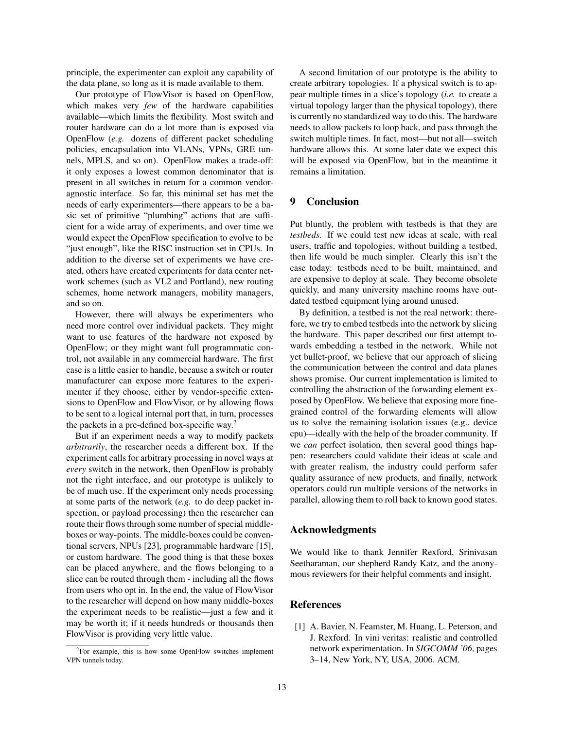principle, the experimenter can exploit any capability of the data plane, so long as it is made available to them.

Our prototype of FlowVisor is based on OpenFlow, which makes very *few* of the hardware capabilities available—which limits the flexibility. Most switch and router hardware can do a lot more than is exposed via OpenFlow (*e.g.* dozens of different packet scheduling policies, encapsulation into VLANs, VPNs, GRE tunnels, MPLS, and so on). OpenFlow makes a trade-off: it only exposes a lowest common denominator that is present in all switches in return for a common vendor-agnostic interface. So far, this minimal set has met the needs of early experimenters—there appears to be a basic set of primitive "plumbing" actions that are sufficient for a wide array of experiments, and over time we would expect the OpenFlow specification to evolve to be "just enough", like the RISC instruction set in CPUs. In addition to the diverse set of experiments we have created, others have created experiments for data center network schemes (such as VL2 and Portland), new routing schemes, home network managers, mobility managers, and so on.

However, there will always be experimenters who need more control over individual packets. They might want to use features of the hardware not exposed by OpenFlow; or they might want full programmatic control, not available in any commercial hardware. The first case is a little easier to handle, because a switch or router manufacturer can expose more features to the experimenter if they choose, either by vendor-specific extensions to OpenFlow and FlowVisor, or by allowing flows to be sent to a logical internal port that, in turn, processes the packets in a pre-defined box-specific way.[2]

But if an experiment needs a way to modify packets *arbitrarily*, the researcher needs a different box. If the experiment calls for arbitrary processing in novel ways at *every* switch in the network, then OpenFlow is probably not the right interface, and our prototype is unlikely to be of much use. If the experiment only needs processing at some parts of the network (*e.g.* to do deep packet inspection, or payload processing) then the researcher can route their flows through some number of special middle-boxes or way-points. The middle-boxes could be conventional servers, NPUs [23], programmable hardware [15], or custom hardware. The good thing is that these boxes can be placed anywhere, and the flows belonging to a slice can be routed through them - including all the flows from users who opt in. In the end, the value of FlowVisor to the researcher will depend on how many middle-boxes the experiment needs to be realistic—just a few and it may be worth it; if it needs hundreds or thousands then FlowVisor is providing very little value.

[2] For example, this is how some OpenFlow switches implement VPN tunnels today.

A second limitation of our prototype is the ability to create arbitrary topologies. If a physical switch is to appear multiple times in a slice's topology (*i.e.* to create a virtual topology larger than the physical topology), there is currently no standardized way to do this. The hardware needs to allow packets to loop back, and pass through the switch multiple times. In fact, most—but not all—switch hardware allows this. At some later date we expect this will be exposed via OpenFlow, but in the meantime it remains a limitation.

## 9 Conclusion

Put bluntly, the problem with testbeds is that they are *testbeds*. If we could test new ideas at scale, with real users, traffic and topologies, without building a testbed, then life would be much simpler. Clearly this isn't the case today: testbeds need to be built, maintained, and are expensive to deploy at scale. They become obsolete quickly, and many university machine rooms have outdated testbed equipment lying around unused.

By definition, a testbed is not the real network: therefore, we try to embed testbeds into the network by slicing the hardware. This paper described our first attempt towards embedding a testbed in the network. While not yet bullet-proof, we believe that our approach of slicing the communication between the control and data planes shows promise. Our current implementation is limited to controlling the abstraction of the forwarding element exposed by OpenFlow. We believe that exposing more fine-grained control of the forwarding elements will allow us to solve the remaining isolation issues (e.g., device cpu)—ideally with the help of the broader community. If we *can* perfect isolation, then several good things happen: researchers could validate their ideas at scale and with greater realism, the industry could perform safer quality assurance of new products, and finally, network operators could run multiple versions of the networks in parallel, allowing them to roll back to known good states.

## Acknowledgments

We would like to thank Jennifer Rexford, Srinivasan Seetharaman, our shepherd Randy Katz, and the anonymous reviewers for their helpful comments and insight.

## References

[1] A. Bavier, N. Feamster, M. Huang, L. Peterson, and J. Rexford. In vini veritas: realistic and controlled network experimentation. In *SIGCOMM '06*, pages 3–14, New York, NY, USA, 2006. ACM.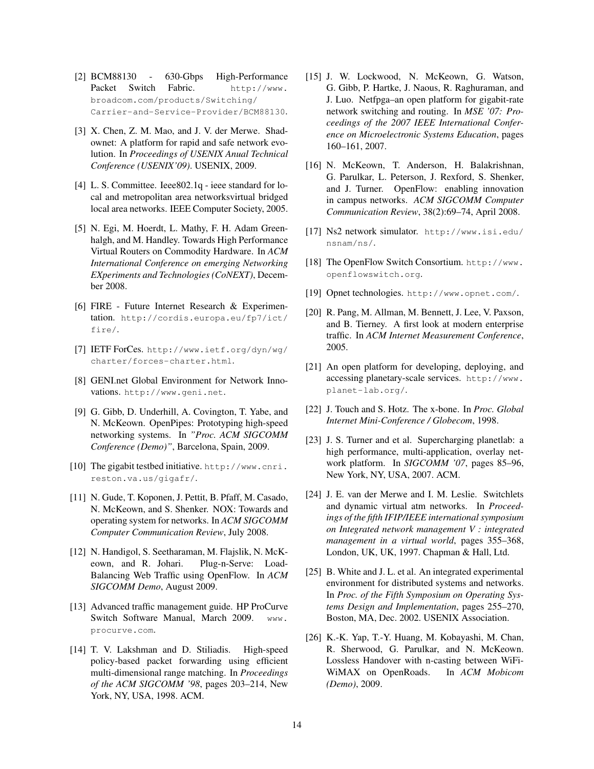[2] BCM88130 - 630-Gbps High-Performance Packet Switch Fabric. http://www.broadcom.com/products/Switching/Carrier-and-Service-Provider/BCM88130.

[3] X. Chen, Z. M. Mao, and J. V. der Merwe. Shadownet: A platform for rapid and safe network evolution. In *Proceedings of USENIX Anual Technical Conference (USENIX'09)*. USENIX, 2009.

[4] L. S. Committee. Ieee802.1q - ieee standard for local and metropolitan area networksvirtual bridged local area networks. IEEE Computer Society, 2005.

[5] N. Egi, M. Hoerdt, L. Mathy, F. H. Adam Greenhalgh, and M. Handley. Towards High Performance Virtual Routers on Commodity Hardware. In *ACM International Conference on emerging Networking EXperiments and Technologies (CoNEXT)*, December 2008.

[6] FIRE - Future Internet Research & Experimentation. http://cordis.europa.eu/fp7/ict/fire/.

[7] IETF ForCes. http://www.ietf.org/dyn/wg/charter/forces-charter.html.

[8] GENI.net Global Environment for Network Innovations. http://www.geni.net.

[9] G. Gibb, D. Underhill, A. Covington, T. Yabe, and N. McKeown. OpenPipes: Prototyping high-speed networking systems. In *"Proc. ACM SIGCOMM Conference (Demo)"*, Barcelona, Spain, 2009.

[10] The gigabit testbed initiative. http://www.cnri.reston.va.us/gigafr/.

[11] N. Gude, T. Koponen, J. Pettit, B. Pfaff, M. Casado, N. McKeown, and S. Shenker. NOX: Towards and operating system for networks. In *ACM SIGCOMM Computer Communication Review*, July 2008.

[12] N. Handigol, S. Seetharaman, M. Flajslik, N. McKeown, and R. Johari. Plug-n-Serve: Load-Balancing Web Traffic using OpenFlow. In *ACM SIGCOMM Demo*, August 2009.

[13] Advanced traffic management guide. HP ProCurve Switch Software Manual, March 2009. www.procurve.com.

[14] T. V. Lakshman and D. Stiliadis. High-speed policy-based packet forwarding using efficient multi-dimensional range matching. In *Proceedings of the ACM SIGCOMM '98*, pages 203–214, New York, NY, USA, 1998. ACM.

[15] J. W. Lockwood, N. McKeown, G. Watson, G. Gibb, P. Hartke, J. Naous, R. Raghuraman, and J. Luo. Netfpga–an open platform for gigabit-rate network switching and routing. In *MSE '07: Proceedings of the 2007 IEEE International Conference on Microelectronic Systems Education*, pages 160–161, 2007.

[16] N. McKeown, T. Anderson, H. Balakrishnan, G. Parulkar, L. Peterson, J. Rexford, S. Shenker, and J. Turner. OpenFlow: enabling innovation in campus networks. *ACM SIGCOMM Computer Communication Review*, 38(2):69–74, April 2008.

[17] Ns2 network simulator. http://www.isi.edu/nsnam/ns/.

[18] The OpenFlow Switch Consortium. http://www.openflowswitch.org.

[19] Opnet technologies. http://www.opnet.com/.

[20] R. Pang, M. Allman, M. Bennett, J. Lee, V. Paxson, and B. Tierney. A first look at modern enterprise traffic. In *ACM Internet Measurement Conference*, 2005.

[21] An open platform for developing, deploying, and accessing planetary-scale services. http://www.planet-lab.org/.

[22] J. Touch and S. Hotz. The x-bone. In *Proc. Global Internet Mini-Conference / Globecom*, 1998.

[23] J. S. Turner and et al. Supercharging planetlab: a high performance, multi-application, overlay network platform. In *SIGCOMM '07*, pages 85–96, New York, NY, USA, 2007. ACM.

[24] J. E. van der Merwe and I. M. Leslie. Switchlets and dynamic virtual atm networks. In *Proceedings of the fifth IFIP/IEEE international symposium on Integrated network management V : integrated management in a virtual world*, pages 355–368, London, UK, UK, 1997. Chapman & Hall, Ltd.

[25] B. White and J. L. et al. An integrated experimental environment for distributed systems and networks. In *Proc. of the Fifth Symposium on Operating Systems Design and Implementation*, pages 255–270, Boston, MA, Dec. 2002. USENIX Association.

[26] K.-K. Yap, T.-Y. Huang, M. Kobayashi, M. Chan, R. Sherwood, G. Parulkar, and N. McKeown. Lossless Handover with n-casting between WiFi-WiMAX on OpenRoads. In *ACM Mobicom (Demo)*, 2009.